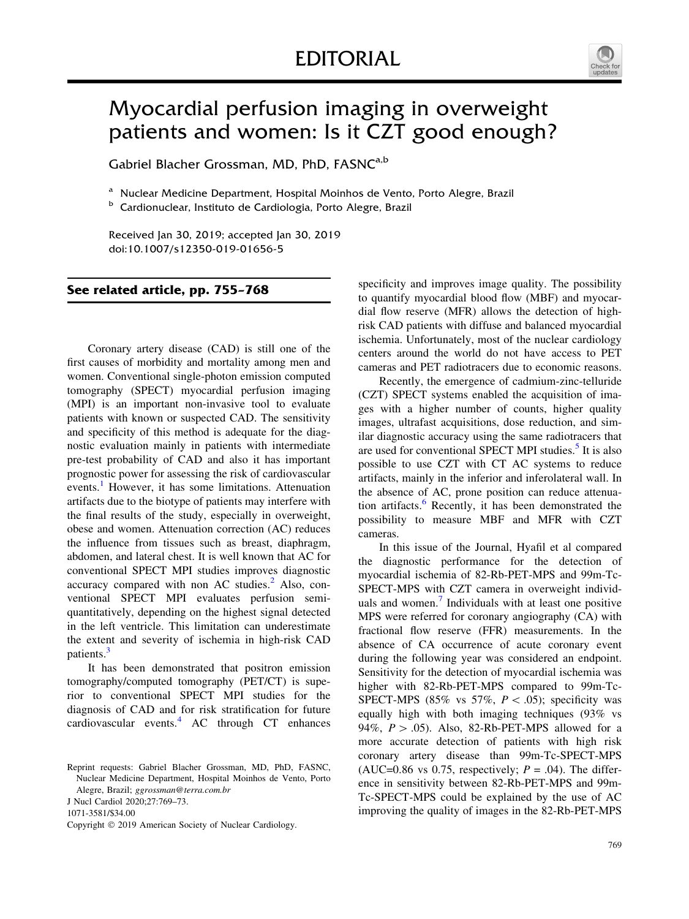EDITORIAL

# Myocardial perfusion imaging in overweight patients and women: Is it CZT good enough?

Gabriel Blacher Grossman, MD, PhD, FASNC[a,b]

[a] Nuclear Medicine Department, Hospital Moinhos de Vento, Porto Alegre, Brazil
[b] Cardionuclear, Instituto de Cardiologia, Porto Alegre, Brazil

Received Jan 30, 2019; accepted Jan 30, 2019
doi:10.1007/s12350-019-01656-5

**See related article, pp. 755–768**

Coronary artery disease (CAD) is still one of the first causes of morbidity and mortality among men and women. Conventional single-photon emission computed tomography (SPECT) myocardial perfusion imaging (MPI) is an important non-invasive tool to evaluate patients with known or suspected CAD. The sensitivity and specificity of this method is adequate for the diagnostic evaluation mainly in patients with intermediate pre-test probability of CAD and also it has important prognostic power for assessing the risk of cardiovascular events.[1] However, it has some limitations. Attenuation artifacts due to the biotype of patients may interfere with the final results of the study, especially in overweight, obese and women. Attenuation correction (AC) reduces the influence from tissues such as breast, diaphragm, abdomen, and lateral chest. It is well known that AC for conventional SPECT MPI studies improves diagnostic accuracy compared with non AC studies.[2] Also, conventional SPECT MPI evaluates perfusion semiquantitatively, depending on the highest signal detected in the left ventricle. This limitation can underestimate the extent and severity of ischemia in high-risk CAD patients.[3]

It has been demonstrated that positron emission tomography/computed tomography (PET/CT) is superior to conventional SPECT MPI studies for the diagnosis of CAD and for risk stratification for future cardiovascular events.[4] AC through CT enhances specificity and improves image quality. The possibility to quantify myocardial blood flow (MBF) and myocardial flow reserve (MFR) allows the detection of high-risk CAD patients with diffuse and balanced myocardial ischemia. Unfortunately, most of the nuclear cardiology centers around the world do not have access to PET cameras and PET radiotracers due to economic reasons.

Recently, the emergence of cadmium-zinc-telluride (CZT) SPECT systems enabled the acquisition of images with a higher number of counts, higher quality images, ultrafast acquisitions, dose reduction, and similar diagnostic accuracy using the same radiotracers that are used for conventional SPECT MPI studies.[5] It is also possible to use CZT with CT AC systems to reduce artifacts, mainly in the inferior and inferolateral wall. In the absence of AC, prone position can reduce attenuation artifacts.[6] Recently, it has been demonstrated the possibility to measure MBF and MFR with CZT cameras.

In this issue of the Journal, Hyafil et al compared the diagnostic performance for the detection of myocardial ischemia of 82-Rb-PET-MPS and 99m-Tc-SPECT-MPS with CZT camera in overweight individuals and women.[7] Individuals with at least one positive MPS were referred for coronary angiography (CA) with fractional flow reserve (FFR) measurements. In the absence of CA occurrence of acute coronary event during the following year was considered an endpoint. Sensitivity for the detection of myocardial ischemia was higher with 82-Rb-PET-MPS compared to 99m-Tc-SPECT-MPS (85% vs 57%, $P < .05$); specificity was equally high with both imaging techniques (93% vs 94%, $P > .05$). Also, 82-Rb-PET-MPS allowed for a more accurate detection of patients with high risk coronary artery disease than 99m-Tc-SPECT-MPS (AUC=0.86 vs 0.75, respectively; $P = .04$). The difference in sensitivity between 82-Rb-PET-MPS and 99m-Tc-SPECT-MPS could be explained by the use of AC improving the quality of images in the 82-Rb-PET-MPS

Reprint requests: Gabriel Blacher Grossman, MD, PhD, FASNC, Nuclear Medicine Department, Hospital Moinhos de Vento, Porto Alegre, Brazil; *ggrossman@terra.com.br*
J Nucl Cardiol 2020;27:769–73.
1071-3581/$34.00
Copyright © 2019 American Society of Nuclear Cardiology.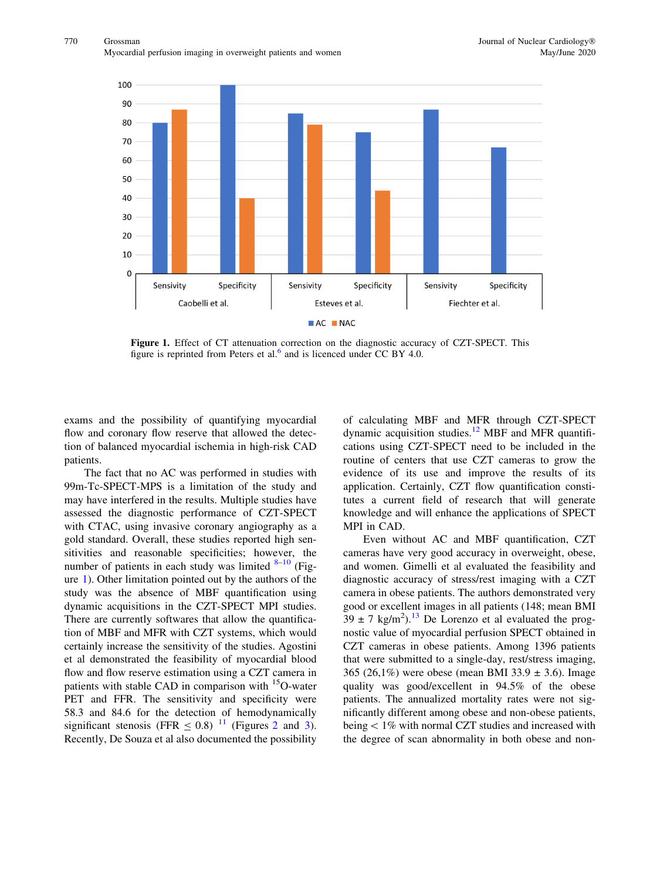Figure 1. Effect of CT attenuation correction on the diagnostic accuracy of CZT-SPECT. This figure is reprinted from Peters et al.[6] and is licenced under CC BY 4.0.

exams and the possibility of quantifying myocardial flow and coronary flow reserve that allowed the detection of balanced myocardial ischemia in high-risk CAD patients.

The fact that no AC was performed in studies with 99m-Tc-SPECT-MPS is a limitation of the study and may have interfered in the results. Multiple studies have assessed the diagnostic performance of CZT-SPECT with CTAC, using invasive coronary angiography as a gold standard. Overall, these studies reported high sensitivities and reasonable specificities; however, the number of patients in each study was limited [8–10] (Figure 1). Other limitation pointed out by the authors of the study was the absence of MBF quantification using dynamic acquisitions in the CZT-SPECT MPI studies. There are currently softwares that allow the quantification of MBF and MFR with CZT systems, which would certainly increase the sensitivity of the studies. Agostini et al demonstrated the feasibility of myocardial blood flow and flow reserve estimation using a CZT camera in patients with stable CAD in comparison with $^{15}$O-water PET and FFR. The sensitivity and specificity were 58.3 and 84.6 for the detection of hemodynamically significant stenosis (FFR $\leq$ 0.8) [11] (Figures 2 and 3). Recently, De Souza et al also documented the possibility of calculating MBF and MFR through CZT-SPECT dynamic acquisition studies.[12] MBF and MFR quantifications using CZT-SPECT need to be included in the routine of centers that use CZT cameras to grow the evidence of its use and improve the results of its application. Certainly, CZT flow quantification constitutes a current field of research that will generate knowledge and will enhance the applications of SPECT MPI in CAD.

Even without AC and MBF quantification, CZT cameras have very good accuracy in overweight, obese, and women. Gimelli et al evaluated the feasibility and diagnostic accuracy of stress/rest imaging with a CZT camera in obese patients. The authors demonstrated very good or excellent images in all patients (148; mean BMI 39 ± 7 kg/m$^2$).[13] De Lorenzo et al evaluated the prognostic value of myocardial perfusion SPECT obtained in CZT cameras in obese patients. Among 1396 patients that were submitted to a single-day, rest/stress imaging, 365 (26,1%) were obese (mean BMI 33.9 ± 3.6). Image quality was good/excellent in 94.5% of the obese patients. The annualized mortality rates were not significantly different among obese and non-obese patients, being < 1% with normal CZT studies and increased with the degree of scan abnormality in both obese and non-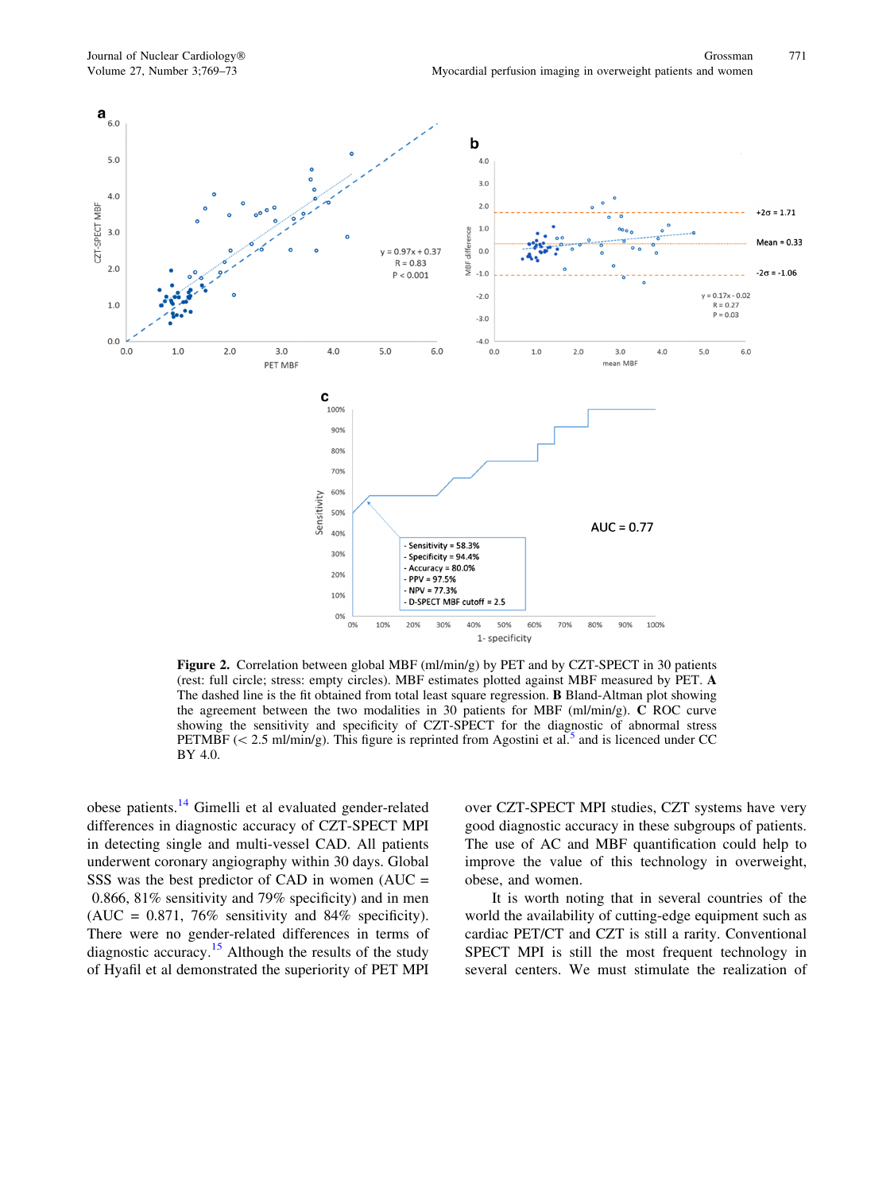**Figure 2.** Correlation between global MBF (ml/min/g) by PET and by CZT-SPECT in 30 patients (rest: full circle; stress: empty circles). MBF estimates plotted against MBF measured by PET. **A** The dashed line is the fit obtained from total least square regression. **B** Bland-Altman plot showing the agreement between the two modalities in 30 patients for MBF (ml/min/g). **C** ROC curve showing the sensitivity and specificity of CZT-SPECT for the diagnostic of abnormal stress PETMBF (< 2.5 ml/min/g). This figure is reprinted from Agostini et al.[5] and is licenced under CC BY 4.0.

obese patients.[14] Gimelli et al evaluated gender-related differences in diagnostic accuracy of CZT-SPECT MPI in detecting single and multi-vessel CAD. All patients underwent coronary angiography within 30 days. Global SSS was the best predictor of CAD in women (AUC = 0.866, 81% sensitivity and 79% specificity) and in men (AUC = 0.871, 76% sensitivity and 84% specificity). There were no gender-related differences in terms of diagnostic accuracy.[15] Although the results of the study of Hyafil et al demonstrated the superiority of PET MPI over CZT-SPECT MPI studies, CZT systems have very good diagnostic accuracy in these subgroups of patients. The use of AC and MBF quantification could help to improve the value of this technology in overweight, obese, and women.

It is worth noting that in several countries of the world the availability of cutting-edge equipment such as cardiac PET/CT and CZT is still a rarity. Conventional SPECT MPI is still the most frequent technology in several centers. We must stimulate the realization of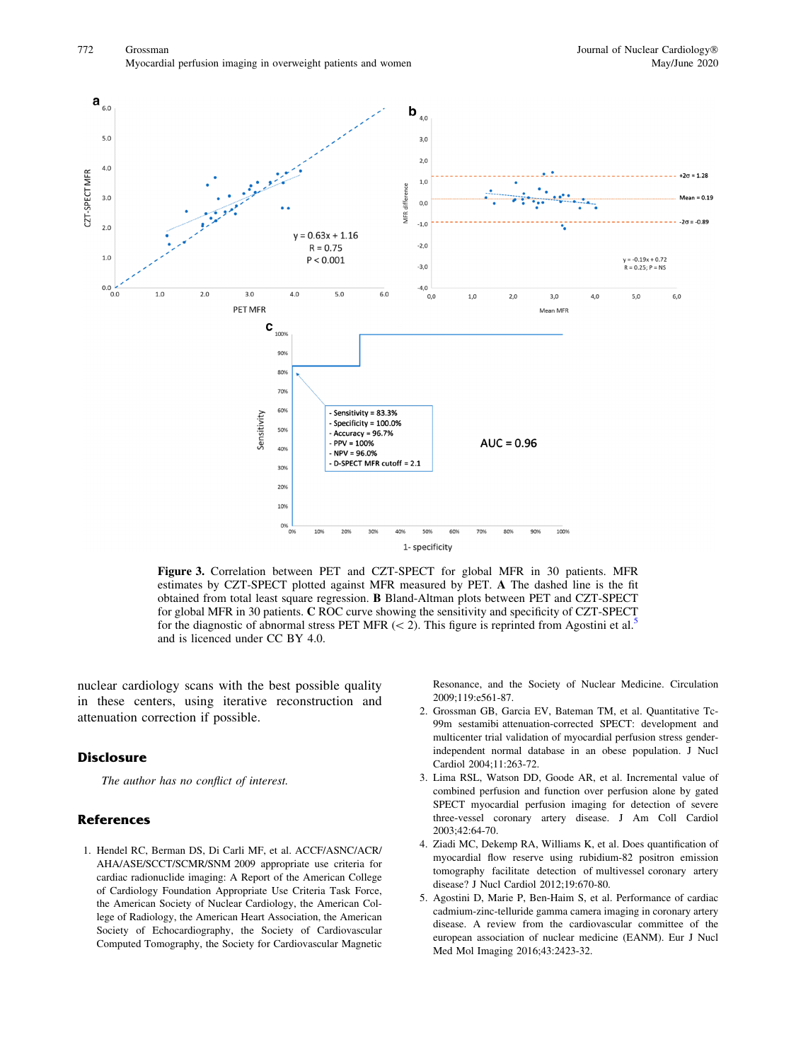**Figure 3.** Correlation between PET and CZT-SPECT for global MFR in 30 patients. MFR estimates by CZT-SPECT plotted against MFR measured by PET. **A** The dashed line is the fit obtained from total least square regression. **B** Bland-Altman plots between PET and CZT-SPECT for global MFR in 30 patients. **C** ROC curve showing the sensitivity and specificity of CZT-SPECT for the diagnostic of abnormal stress PET MFR (< 2). This figure is reprinted from Agostini et al.[5] and is licenced under CC BY 4.0.

nuclear cardiology scans with the best possible quality in these centers, using iterative reconstruction and attenuation correction if possible.

## Disclosure

*The author has no conflict of interest.*

## References

1. Hendel RC, Berman DS, Di Carli MF, et al. ACCF/ASNC/ACR/AHA/ASE/SCCT/SCMR/SNM 2009 appropriate use criteria for cardiac radionuclide imaging: A Report of the American College of Cardiology Foundation Appropriate Use Criteria Task Force, the American Society of Nuclear Cardiology, the American College of Radiology, the American Heart Association, the American Society of Echocardiography, the Society of Cardiovascular Computed Tomography, the Society for Cardiovascular Magnetic Resonance, and the Society of Nuclear Medicine. Circulation 2009;119:e561-87.
2. Grossman GB, Garcia EV, Bateman TM, et al. Quantitative Tc-99m sestamibi attenuation-corrected SPECT: development and multicenter trial validation of myocardial perfusion stress gender-independent normal database in an obese population. J Nucl Cardiol 2004;11:263-72.
3. Lima RSL, Watson DD, Goode AR, et al. Incremental value of combined perfusion and function over perfusion alone by gated SPECT myocardial perfusion imaging for detection of severe three-vessel coronary artery disease. J Am Coll Cardiol 2003;42:64-70.
4. Ziadi MC, Dekemp RA, Williams K, et al. Does quantification of myocardial flow reserve using rubidium-82 positron emission tomography facilitate detection of multivessel coronary artery disease? J Nucl Cardiol 2012;19:670-80.
5. Agostini D, Marie P, Ben-Haim S, et al. Performance of cardiac cadmium-zinc-telluride gamma camera imaging in coronary artery disease. A review from the cardiovascular committee of the european association of nuclear medicine (EANM). Eur J Nucl Med Mol Imaging 2016;43:2423-32.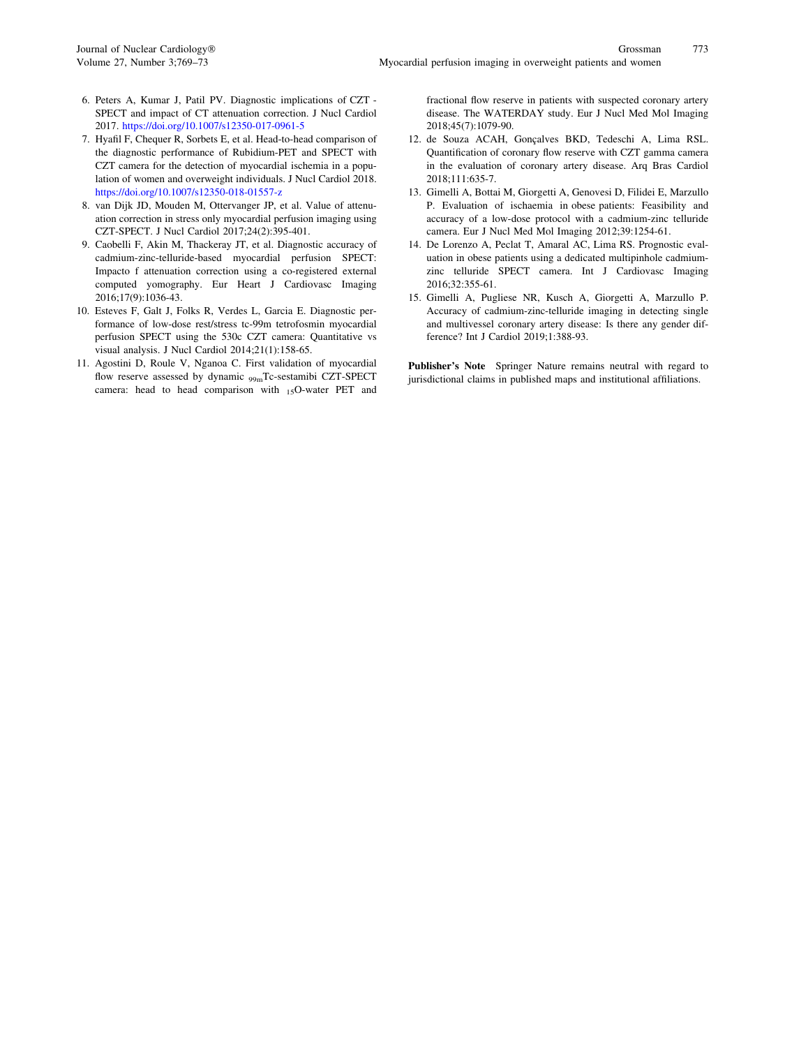6. Peters A, Kumar J, Patil PV. Diagnostic implications of CZT - SPECT and impact of CT attenuation correction. J Nucl Cardiol 2017. https://doi.org/10.1007/s12350-017-0961-5
7. Hyafil F, Chequer R, Sorbets E, et al. Head-to-head comparison of the diagnostic performance of Rubidium-PET and SPECT with CZT camera for the detection of myocardial ischemia in a population of women and overweight individuals. J Nucl Cardiol 2018. https://doi.org/10.1007/s12350-018-01557-z
8. van Dijk JD, Mouden M, Ottervanger JP, et al. Value of attenuation correction in stress only myocardial perfusion imaging using CZT-SPECT. J Nucl Cardiol 2017;24(2):395-401.
9. Caobelli F, Akin M, Thackeray JT, et al. Diagnostic accuracy of cadmium-zinc-telluride-based myocardial perfusion SPECT: Impacto f attenuation correction using a co-registered external computed yomography. Eur Heart J Cardiovasc Imaging 2016;17(9):1036-43.
10. Esteves F, Galt J, Folks R, Verdes L, Garcia E. Diagnostic performance of low-dose rest/stress tc-99m tetrofosmin myocardial perfusion SPECT using the 530c CZT camera: Quantitative vs visual analysis. J Nucl Cardiol 2014;21(1):158-65.
11. Agostini D, Roule V, Nganoa C. First validation of myocardial flow reserve assessed by dynamic $_{99m}$Tc-sestamibi CZT-SPECT camera: head to head comparison with $_{15}$O-water PET and fractional flow reserve in patients with suspected coronary artery disease. The WATERDAY study. Eur J Nucl Med Mol Imaging 2018;45(7):1079-90.
12. de Souza ACAH, Gonçalves BKD, Tedeschi A, Lima RSL. Quantification of coronary flow reserve with CZT gamma camera in the evaluation of coronary artery disease. Arq Bras Cardiol 2018;111:635-7.
13. Gimelli A, Bottai M, Giorgetti A, Genovesi D, Filidei E, Marzullo P. Evaluation of ischaemia in obese patients: Feasibility and accuracy of a low-dose protocol with a cadmium-zinc telluride camera. Eur J Nucl Med Mol Imaging 2012;39:1254-61.
14. De Lorenzo A, Peclat T, Amaral AC, Lima RS. Prognostic evaluation in obese patients using a dedicated multipinhole cadmium-zinc telluride SPECT camera. Int J Cardiovasc Imaging 2016;32:355-61.
15. Gimelli A, Pugliese NR, Kusch A, Giorgetti A, Marzullo P. Accuracy of cadmium-zinc-telluride imaging in detecting single and multivessel coronary artery disease: Is there any gender difference? Int J Cardiol 2019;1:388-93.

**Publisher's Note** Springer Nature remains neutral with regard to jurisdictional claims in published maps and institutional affiliations.